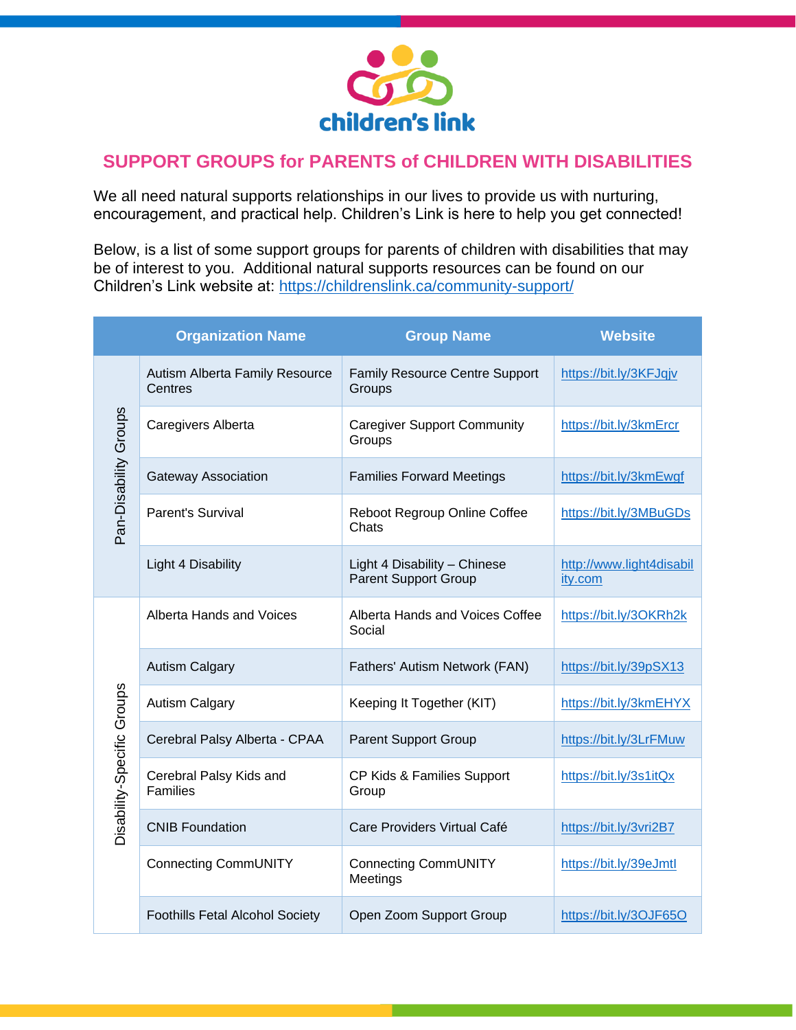children's link

# SUPPORT GROUPS for PARENTS of CHILDREN WITH DISABILITIES

We all need natural supports relationships in our lives to provide us with nurturing, encouragement, and practical help. Children's Link is here to help you get connected!

Below, is a list of some support groups for parents of children with disabilities that may be of interest to you. Additional natural supports resources can be found on our Children's Link website at: https://childrenslink.ca/community-support/

| | Organization Name | Group Name | Website |
|---|---|---|---|
| Pan-Disability Groups | Autism Alberta Family Resource Centres | Family Resource Centre Support Groups | https://bit.ly/3KFJqjv |
| | Caregivers Alberta | Caregiver Support Community Groups | https://bit.ly/3kmErcr |
| | Gateway Association | Families Forward Meetings | https://bit.ly/3kmEwgf |
| | Parent's Survival | Reboot Regroup Online Coffee Chats | https://bit.ly/3MBuGDs |
| | Light 4 Disability | Light 4 Disability – Chinese Parent Support Group | http://www.light4disability.com |
| Disability-Specific Groups | Alberta Hands and Voices | Alberta Hands and Voices Coffee Social | https://bit.ly/3OKRh2k |
| | Autism Calgary | Fathers' Autism Network (FAN) | https://bit.ly/39pSX13 |
| | Autism Calgary | Keeping It Together (KIT) | https://bit.ly/3kmEHYX |
| | Cerebral Palsy Alberta - CPAA | Parent Support Group | https://bit.ly/3LrFMuw |
| | Cerebral Palsy Kids and Families | CP Kids & Families Support Group | https://bit.ly/3s1itQx |
| | CNIB Foundation | Care Providers Virtual Café | https://bit.ly/3vri2B7 |
| | Connecting CommUNITY | Connecting CommUNITY Meetings | https://bit.ly/39eJmtl |
| | Foothills Fetal Alcohol Society | Open Zoom Support Group | https://bit.ly/3OJF65O |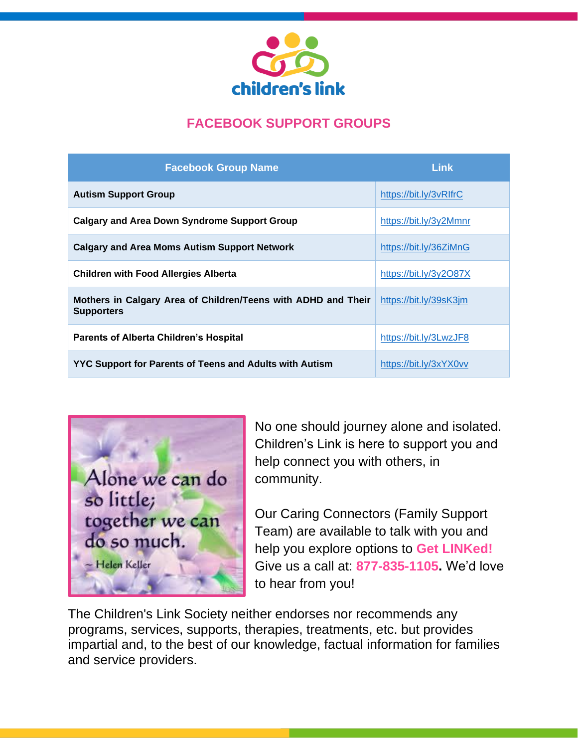children's link

## FACEBOOK SUPPORT GROUPS

| Facebook Group Name | Link |
|---|---|
| **Autism Support Group** | https://bit.ly/3vRIfrC |
| **Calgary and Area Down Syndrome Support Group** | https://bit.ly/3y2Mmnr |
| **Calgary and Area Moms Autism Support Network** | https://bit.ly/36ZiMnG |
| **Children with Food Allergies Alberta** | https://bit.ly/3y2O87X |
| **Mothers in Calgary Area of Children/Teens with ADHD and Their Supporters** | https://bit.ly/39sK3jm |
| **Parents of Alberta Children's Hospital** | https://bit.ly/3LwzJF8 |
| **YYC Support for Parents of Teens and Adults with Autism** | https://bit.ly/3xYX0vv |

Alone we can do so little; together we can do so much.
~ Helen Keller

No one should journey alone and isolated. Children's Link is here to support you and help connect you with others, in community.

Our Caring Connectors (Family Support Team) are available to talk with you and help you explore options to **Get LINKed!** Give us a call at: **877-835-1105.** We'd love to hear from you!

The Children's Link Society neither endorses nor recommends any programs, services, supports, therapies, treatments, etc. but provides impartial and, to the best of our knowledge, factual information for families and service providers.